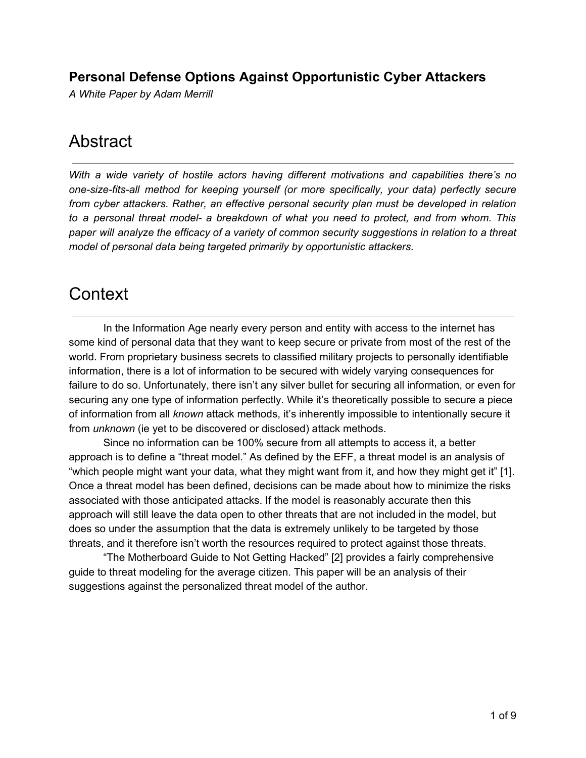**Personal Defense Options Against Opportunistic Cyber Attackers**

*A White Paper by Adam Merrill*

# Abstract

*With a wide variety of hostile actors having different motivations and capabilities there's no one-size-fits-all method for keeping yourself (or more specifically, your data) perfectly secure from cyber attackers. Rather, an effective personal security plan must be developed in relation to a personal threat model- a breakdown of what you need to protect, and from whom. This paper will analyze the efficacy of a variety of common security suggestions in relation to a threat model of personal data being targeted primarily by opportunistic attackers.*

# Context

In the Information Age nearly every person and entity with access to the internet has some kind of personal data that they want to keep secure or private from most of the rest of the world. From proprietary business secrets to classified military projects to personally identifiable information, there is a lot of information to be secured with widely varying consequences for failure to do so. Unfortunately, there isn't any silver bullet for securing all information, or even for securing any one type of information perfectly. While it's theoretically possible to secure a piece of information from all *known* attack methods, it's inherently impossible to intentionally secure it from *unknown* (ie yet to be discovered or disclosed) attack methods.

Since no information can be 100% secure from all attempts to access it, a better approach is to define a "threat model." As defined by the EFF, a threat model is an analysis of "which people might want your data, what they might want from it, and how they might get it" [1]. Once a threat model has been defined, decisions can be made about how to minimize the risks associated with those anticipated attacks. If the model is reasonably accurate then this approach will still leave the data open to other threats that are not included in the model, but does so under the assumption that the data is extremely unlikely to be targeted by those threats, and it therefore isn't worth the resources required to protect against those threats.

"The Motherboard Guide to Not Getting Hacked" [2] provides a fairly comprehensive guide to threat modeling for the average citizen. This paper will be an analysis of their suggestions against the personalized threat model of the author.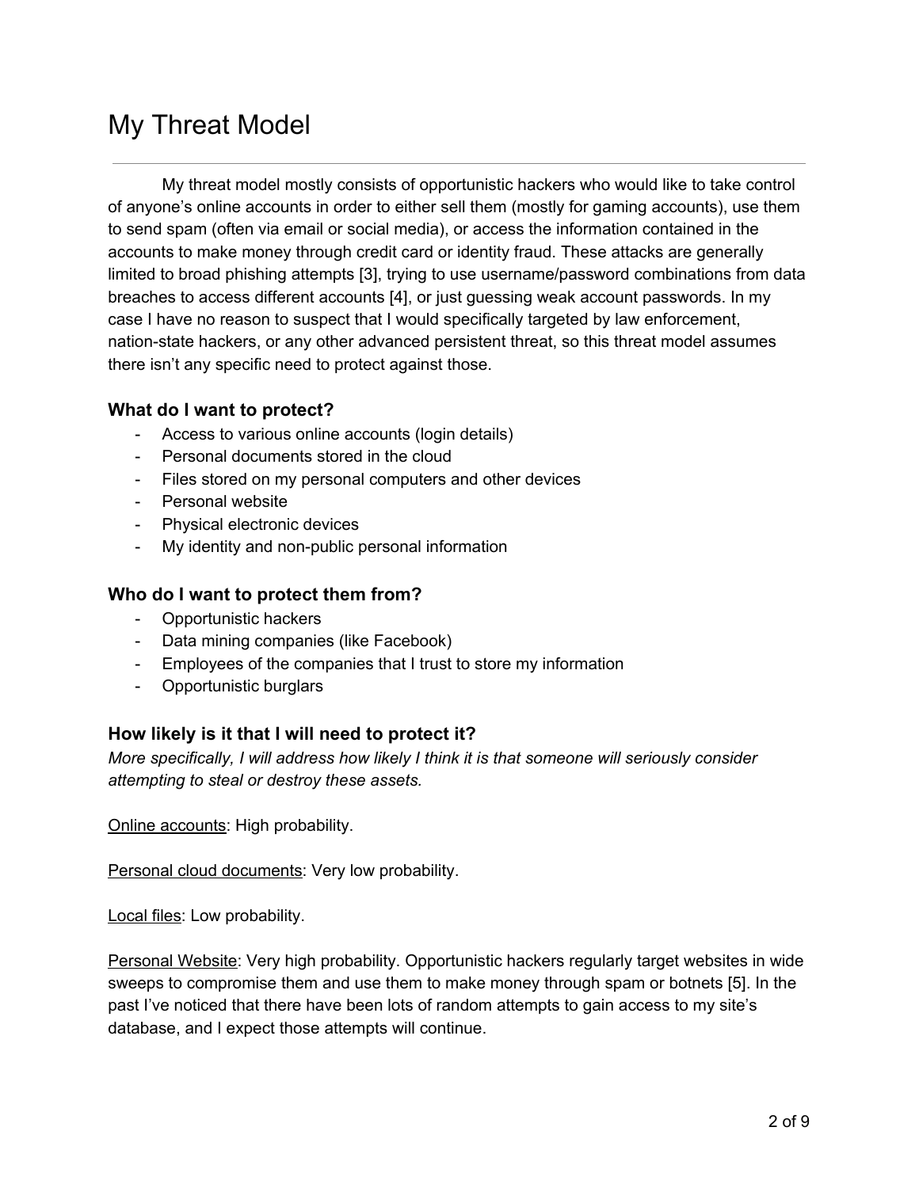# My Threat Model

My threat model mostly consists of opportunistic hackers who would like to take control of anyone's online accounts in order to either sell them (mostly for gaming accounts), use them to send spam (often via email or social media), or access the information contained in the accounts to make money through credit card or identity fraud. These attacks are generally limited to broad phishing attempts [3], trying to use username/password combinations from data breaches to access different accounts [4], or just guessing weak account passwords. In my case I have no reason to suspect that I would specifically targeted by law enforcement, nation-state hackers, or any other advanced persistent threat, so this threat model assumes there isn't any specific need to protect against those.

### What do I want to protect?

- Access to various online accounts (login details)
- Personal documents stored in the cloud
- Files stored on my personal computers and other devices
- Personal website
- Physical electronic devices
- My identity and non-public personal information

### Who do I want to protect them from?

- Opportunistic hackers
- Data mining companies (like Facebook)
- Employees of the companies that I trust to store my information
- Opportunistic burglars

### How likely is it that I will need to protect it?

*More specifically, I will address how likely I think it is that someone will seriously consider attempting to steal or destroy these assets.*

Online accounts: High probability.

Personal cloud documents: Very low probability.

Local files: Low probability.

Personal Website: Very high probability. Opportunistic hackers regularly target websites in wide sweeps to compromise them and use them to make money through spam or botnets [5]. In the past I've noticed that there have been lots of random attempts to gain access to my site's database, and I expect those attempts will continue.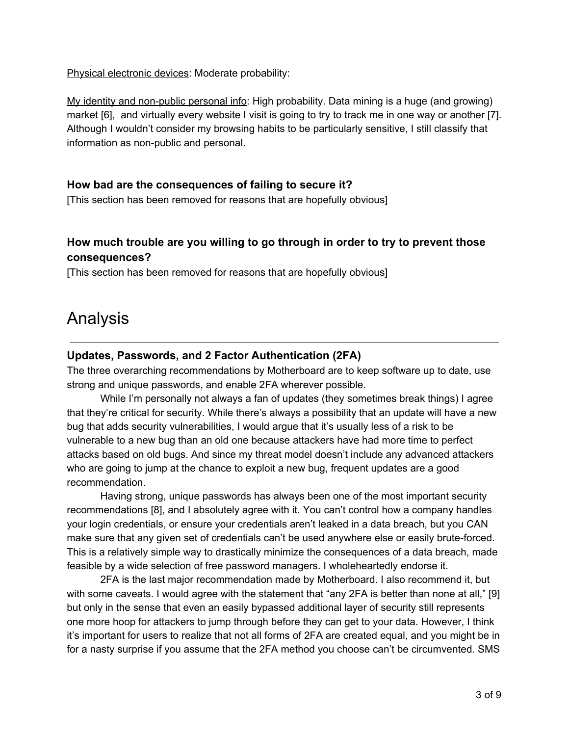Physical electronic devices: Moderate probability:

My identity and non-public personal info: High probability. Data mining is a huge (and growing) market [6], and virtually every website I visit is going to try to track me in one way or another [7]. Although I wouldn't consider my browsing habits to be particularly sensitive, I still classify that information as non-public and personal.

### How bad are the consequences of failing to secure it?

[This section has been removed for reasons that are hopefully obvious]

### How much trouble are you willing to go through in order to try to prevent those consequences?

[This section has been removed for reasons that are hopefully obvious]

# Analysis

### Updates, Passwords, and 2 Factor Authentication (2FA)

The three overarching recommendations by Motherboard are to keep software up to date, use strong and unique passwords, and enable 2FA wherever possible.

While I'm personally not always a fan of updates (they sometimes break things) I agree that they're critical for security. While there's always a possibility that an update will have a new bug that adds security vulnerabilities, I would argue that it's usually less of a risk to be vulnerable to a new bug than an old one because attackers have had more time to perfect attacks based on old bugs. And since my threat model doesn't include any advanced attackers who are going to jump at the chance to exploit a new bug, frequent updates are a good recommendation.

Having strong, unique passwords has always been one of the most important security recommendations [8], and I absolutely agree with it. You can't control how a company handles your login credentials, or ensure your credentials aren't leaked in a data breach, but you CAN make sure that any given set of credentials can't be used anywhere else or easily brute-forced. This is a relatively simple way to drastically minimize the consequences of a data breach, made feasible by a wide selection of free password managers. I wholeheartedly endorse it.

2FA is the last major recommendation made by Motherboard. I also recommend it, but with some caveats. I would agree with the statement that "any 2FA is better than none at all," [9] but only in the sense that even an easily bypassed additional layer of security still represents one more hoop for attackers to jump through before they can get to your data. However, I think it's important for users to realize that not all forms of 2FA are created equal, and you might be in for a nasty surprise if you assume that the 2FA method you choose can't be circumvented. SMS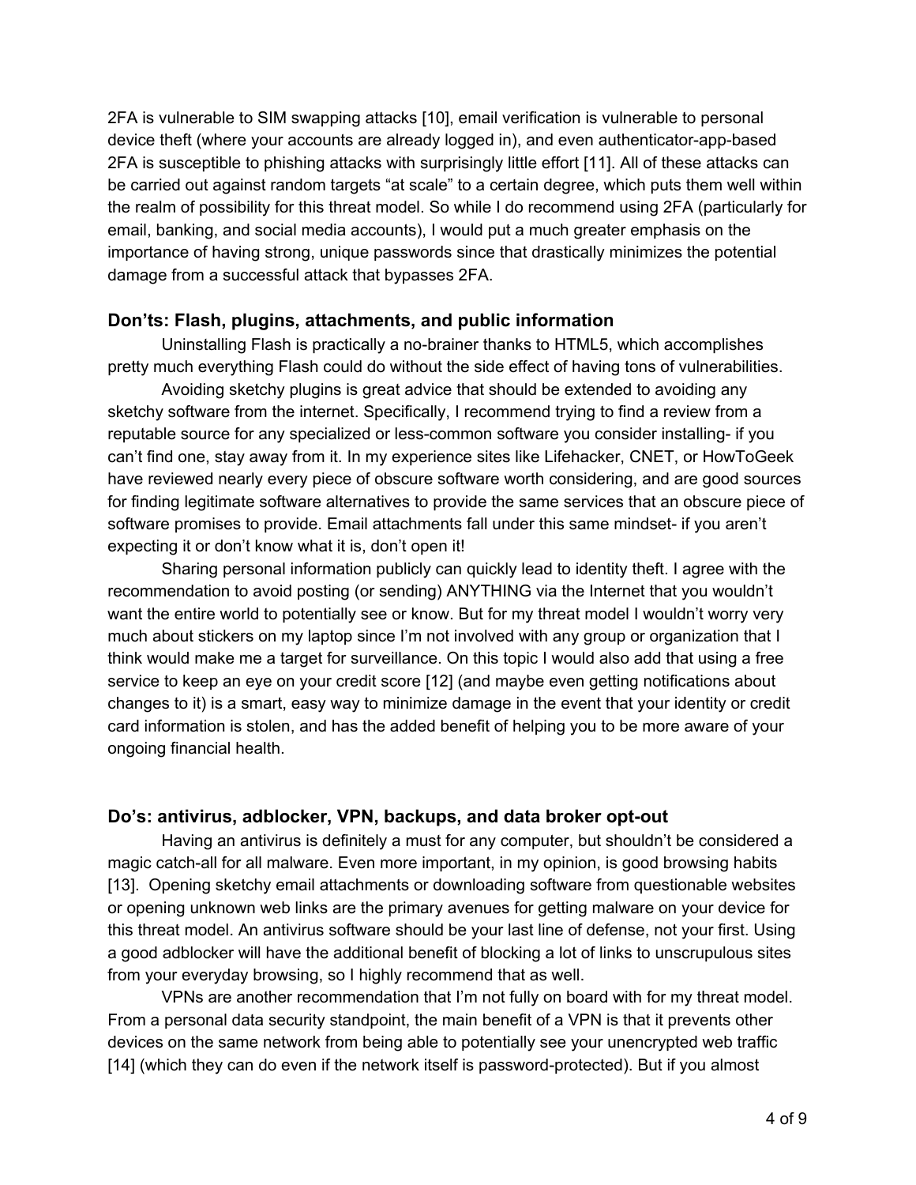2FA is vulnerable to SIM swapping attacks [10], email verification is vulnerable to personal device theft (where your accounts are already logged in), and even authenticator-app-based 2FA is susceptible to phishing attacks with surprisingly little effort [11]. All of these attacks can be carried out against random targets "at scale" to a certain degree, which puts them well within the realm of possibility for this threat model. So while I do recommend using 2FA (particularly for email, banking, and social media accounts), I would put a much greater emphasis on the importance of having strong, unique passwords since that drastically minimizes the potential damage from a successful attack that bypasses 2FA.

### Don'ts: Flash, plugins, attachments, and public information

Uninstalling Flash is practically a no-brainer thanks to HTML5, which accomplishes pretty much everything Flash could do without the side effect of having tons of vulnerabilities.

Avoiding sketchy plugins is great advice that should be extended to avoiding any sketchy software from the internet. Specifically, I recommend trying to find a review from a reputable source for any specialized or less-common software you consider installing- if you can't find one, stay away from it. In my experience sites like Lifehacker, CNET, or HowToGeek have reviewed nearly every piece of obscure software worth considering, and are good sources for finding legitimate software alternatives to provide the same services that an obscure piece of software promises to provide. Email attachments fall under this same mindset- if you aren't expecting it or don't know what it is, don't open it!

Sharing personal information publicly can quickly lead to identity theft. I agree with the recommendation to avoid posting (or sending) ANYTHING via the Internet that you wouldn't want the entire world to potentially see or know. But for my threat model I wouldn't worry very much about stickers on my laptop since I'm not involved with any group or organization that I think would make me a target for surveillance. On this topic I would also add that using a free service to keep an eye on your credit score [12] (and maybe even getting notifications about changes to it) is a smart, easy way to minimize damage in the event that your identity or credit card information is stolen, and has the added benefit of helping you to be more aware of your ongoing financial health.

### Do's: antivirus, adblocker, VPN, backups, and data broker opt-out

Having an antivirus is definitely a must for any computer, but shouldn't be considered a magic catch-all for all malware. Even more important, in my opinion, is good browsing habits [13]. Opening sketchy email attachments or downloading software from questionable websites or opening unknown web links are the primary avenues for getting malware on your device for this threat model. An antivirus software should be your last line of defense, not your first. Using a good adblocker will have the additional benefit of blocking a lot of links to unscrupulous sites from your everyday browsing, so I highly recommend that as well.

VPNs are another recommendation that I'm not fully on board with for my threat model. From a personal data security standpoint, the main benefit of a VPN is that it prevents other devices on the same network from being able to potentially see your unencrypted web traffic [14] (which they can do even if the network itself is password-protected). But if you almost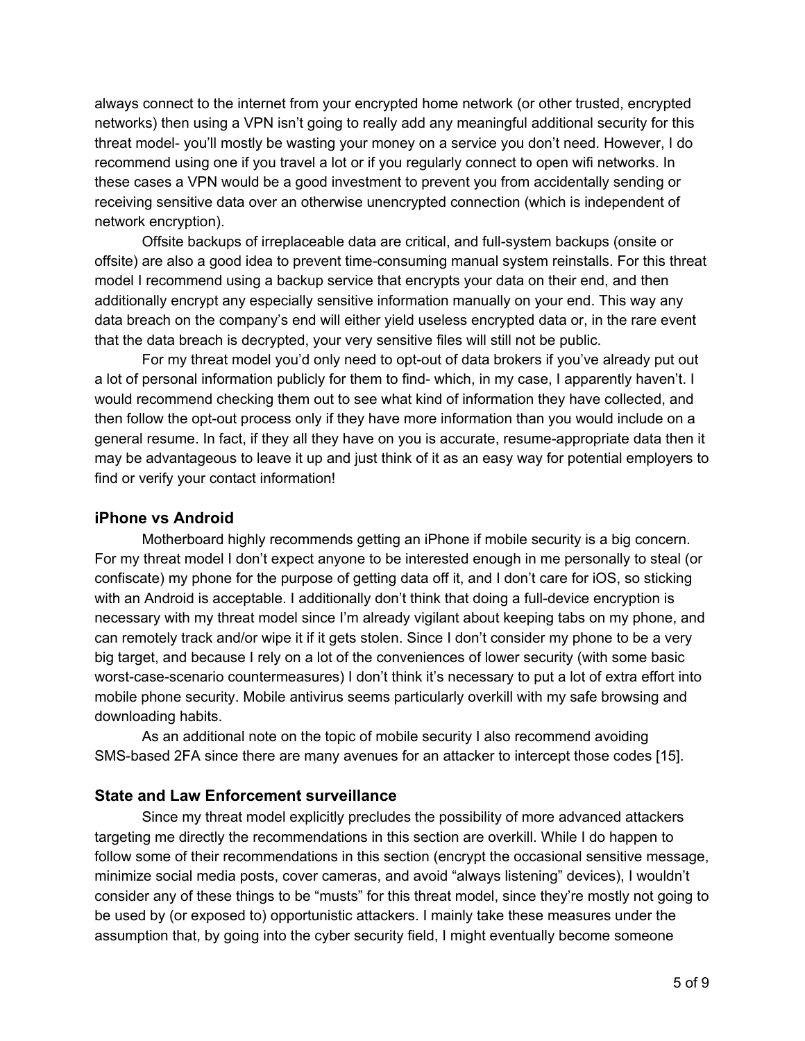always connect to the internet from your encrypted home network (or other trusted, encrypted networks) then using a VPN isn't going to really add any meaningful additional security for this threat model- you'll mostly be wasting your money on a service you don't need. However, I do recommend using one if you travel a lot or if you regularly connect to open wifi networks. In these cases a VPN would be a good investment to prevent you from accidentally sending or receiving sensitive data over an otherwise unencrypted connection (which is independent of network encryption).

Offsite backups of irreplaceable data are critical, and full-system backups (onsite or offsite) are also a good idea to prevent time-consuming manual system reinstalls. For this threat model I recommend using a backup service that encrypts your data on their end, and then additionally encrypt any especially sensitive information manually on your end. This way any data breach on the company's end will either yield useless encrypted data or, in the rare event that the data breach is decrypted, your very sensitive files will still not be public.

For my threat model you'd only need to opt-out of data brokers if you've already put out a lot of personal information publicly for them to find- which, in my case, I apparently haven't. I would recommend checking them out to see what kind of information they have collected, and then follow the opt-out process only if they have more information than you would include on a general resume. In fact, if they all they have on you is accurate, resume-appropriate data then it may be advantageous to leave it up and just think of it as an easy way for potential employers to find or verify your contact information!

### iPhone vs Android

Motherboard highly recommends getting an iPhone if mobile security is a big concern. For my threat model I don't expect anyone to be interested enough in me personally to steal (or confiscate) my phone for the purpose of getting data off it, and I don't care for iOS, so sticking with an Android is acceptable. I additionally don't think that doing a full-device encryption is necessary with my threat model since I'm already vigilant about keeping tabs on my phone, and can remotely track and/or wipe it if it gets stolen. Since I don't consider my phone to be a very big target, and because I rely on a lot of the conveniences of lower security (with some basic worst-case-scenario countermeasures) I don't think it's necessary to put a lot of extra effort into mobile phone security. Mobile antivirus seems particularly overkill with my safe browsing and downloading habits.

As an additional note on the topic of mobile security I also recommend avoiding SMS-based 2FA since there are many avenues for an attacker to intercept those codes [15].

### State and Law Enforcement surveillance

Since my threat model explicitly precludes the possibility of more advanced attackers targeting me directly the recommendations in this section are overkill. While I do happen to follow some of their recommendations in this section (encrypt the occasional sensitive message, minimize social media posts, cover cameras, and avoid "always listening" devices), I wouldn't consider any of these things to be "musts" for this threat model, since they're mostly not going to be used by (or exposed to) opportunistic attackers. I mainly take these measures under the assumption that, by going into the cyber security field, I might eventually become someone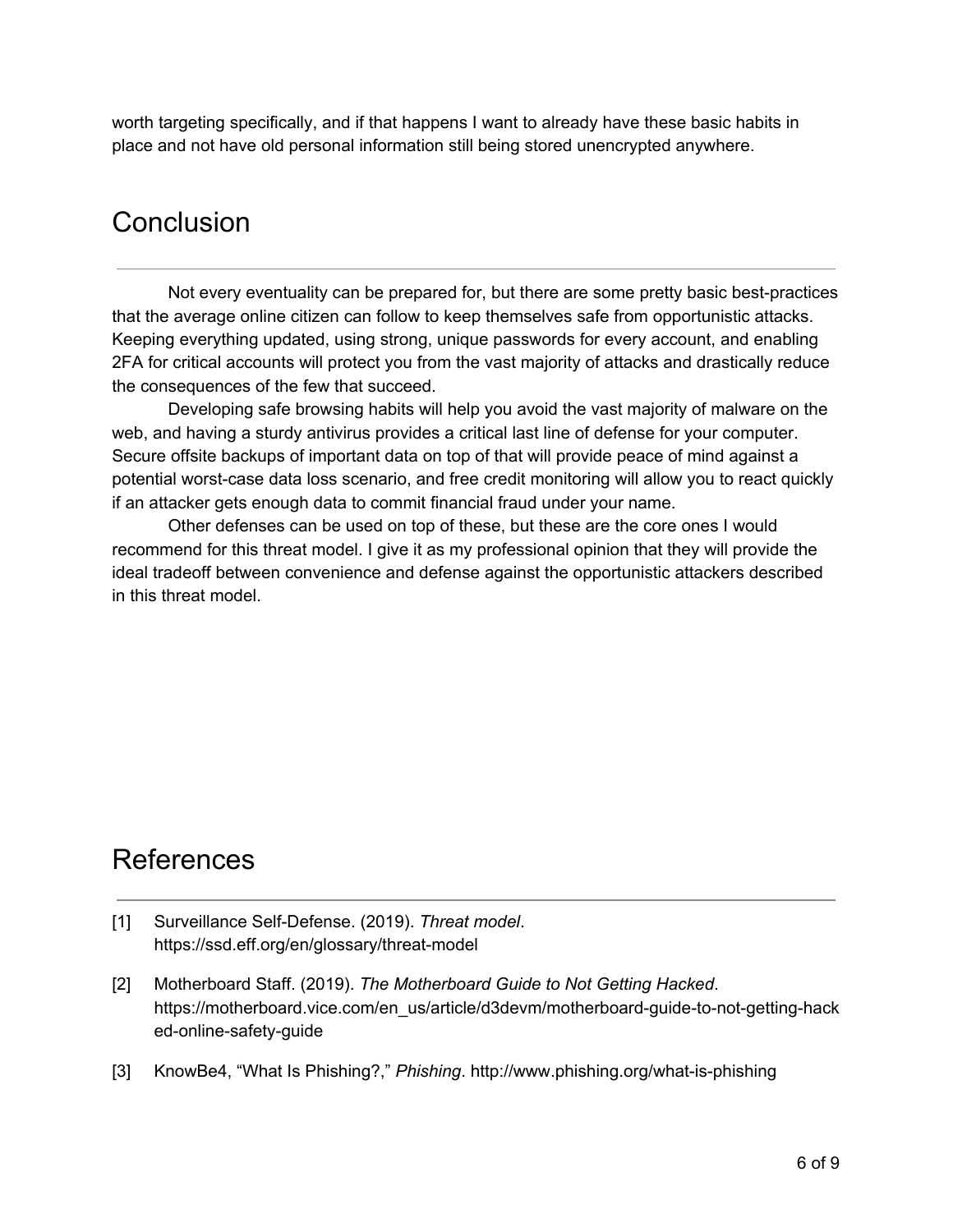worth targeting specifically, and if that happens I want to already have these basic habits in place and not have old personal information still being stored unencrypted anywhere.

# Conclusion

Not every eventuality can be prepared for, but there are some pretty basic best-practices that the average online citizen can follow to keep themselves safe from opportunistic attacks. Keeping everything updated, using strong, unique passwords for every account, and enabling 2FA for critical accounts will protect you from the vast majority of attacks and drastically reduce the consequences of the few that succeed.

Developing safe browsing habits will help you avoid the vast majority of malware on the web, and having a sturdy antivirus provides a critical last line of defense for your computer. Secure offsite backups of important data on top of that will provide peace of mind against a potential worst-case data loss scenario, and free credit monitoring will allow you to react quickly if an attacker gets enough data to commit financial fraud under your name.

Other defenses can be used on top of these, but these are the core ones I would recommend for this threat model. I give it as my professional opinion that they will provide the ideal tradeoff between convenience and defense against the opportunistic attackers described in this threat model.

# References

[1] Surveillance Self-Defense. (2019). *Threat model*. https://ssd.eff.org/en/glossary/threat-model

[2] Motherboard Staff. (2019). *The Motherboard Guide to Not Getting Hacked*. https://motherboard.vice.com/en_us/article/d3devm/motherboard-guide-to-not-getting-hacked-online-safety-guide

[3] KnowBe4, "What Is Phishing?," *Phishing*. http://www.phishing.org/what-is-phishing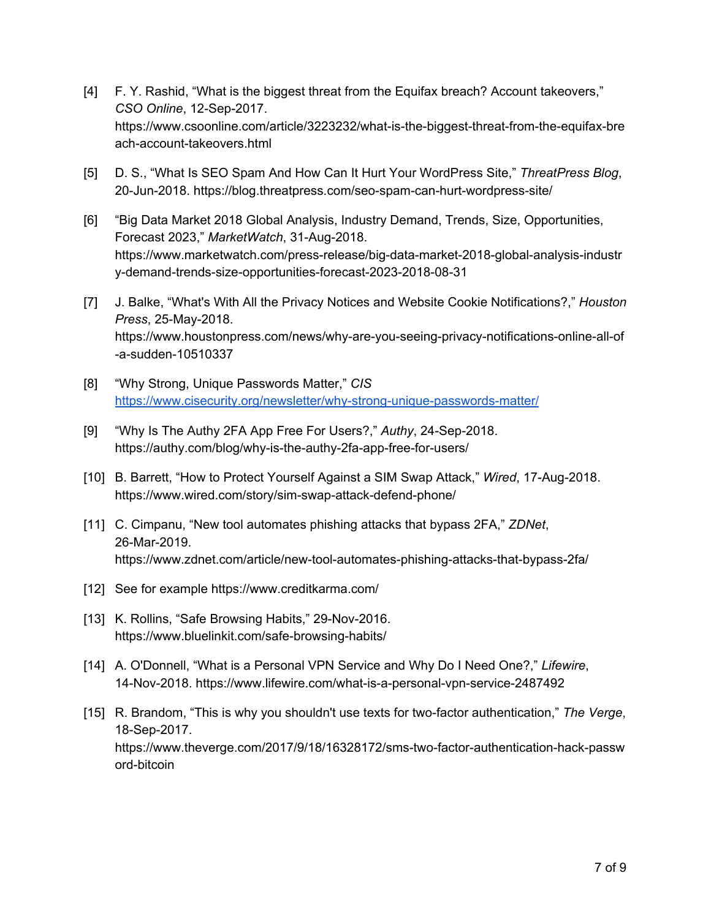[4] F. Y. Rashid, “What is the biggest threat from the Equifax breach? Account takeovers,” *CSO Online*, 12-Sep-2017. https://www.csoonline.com/article/3223232/what-is-the-biggest-threat-from-the-equifax-breach-account-takeovers.html

[5] D. S., “What Is SEO Spam And How Can It Hurt Your WordPress Site,” *ThreatPress Blog*, 20-Jun-2018. https://blog.threatpress.com/seo-spam-can-hurt-wordpress-site/

[6] “Big Data Market 2018 Global Analysis, Industry Demand, Trends, Size, Opportunities, Forecast 2023,” *MarketWatch*, 31-Aug-2018. https://www.marketwatch.com/press-release/big-data-market-2018-global-analysis-industry-demand-trends-size-opportunities-forecast-2023-2018-08-31

[7] J. Balke, “What's With All the Privacy Notices and Website Cookie Notifications?,” *Houston Press*, 25-May-2018. https://www.houstonpress.com/news/why-are-you-seeing-privacy-notifications-online-all-of-a-sudden-10510337

[8] “Why Strong, Unique Passwords Matter,” *CIS* https://www.cisecurity.org/newsletter/why-strong-unique-passwords-matter/

[9] “Why Is The Authy 2FA App Free For Users?,” *Authy*, 24-Sep-2018. https://authy.com/blog/why-is-the-authy-2fa-app-free-for-users/

[10] B. Barrett, “How to Protect Yourself Against a SIM Swap Attack,” *Wired*, 17-Aug-2018. https://www.wired.com/story/sim-swap-attack-defend-phone/

[11] C. Cimpanu, “New tool automates phishing attacks that bypass 2FA,” *ZDNet*, 26-Mar-2019. https://www.zdnet.com/article/new-tool-automates-phishing-attacks-that-bypass-2fa/

[12] See for example https://www.creditkarma.com/

[13] K. Rollins, “Safe Browsing Habits,” 29-Nov-2016. https://www.bluelinkit.com/safe-browsing-habits/

[14] A. O'Donnell, “What is a Personal VPN Service and Why Do I Need One?,” *Lifewire*, 14-Nov-2018. https://www.lifewire.com/what-is-a-personal-vpn-service-2487492

[15] R. Brandom, “This is why you shouldn't use texts for two-factor authentication,” *The Verge*, 18-Sep-2017. https://www.theverge.com/2017/9/18/16328172/sms-two-factor-authentication-hack-password-bitcoin